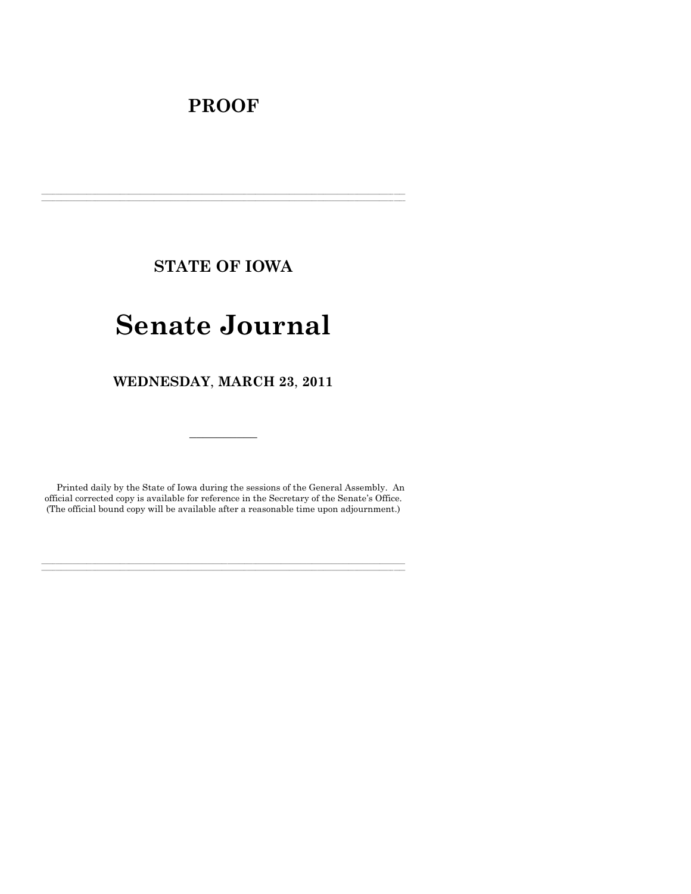# PROOF

---

## STATE OF IOWA

# Senate Journal

## WEDNESDAY, MARCH 23, 2011

---

Printed daily by the State of Iowa during the sessions of the General Assembly. An official corrected copy is available for reference in the Secretary of the Senate's Office. (The official bound copy will be available after a reasonable time upon adjournment.)

---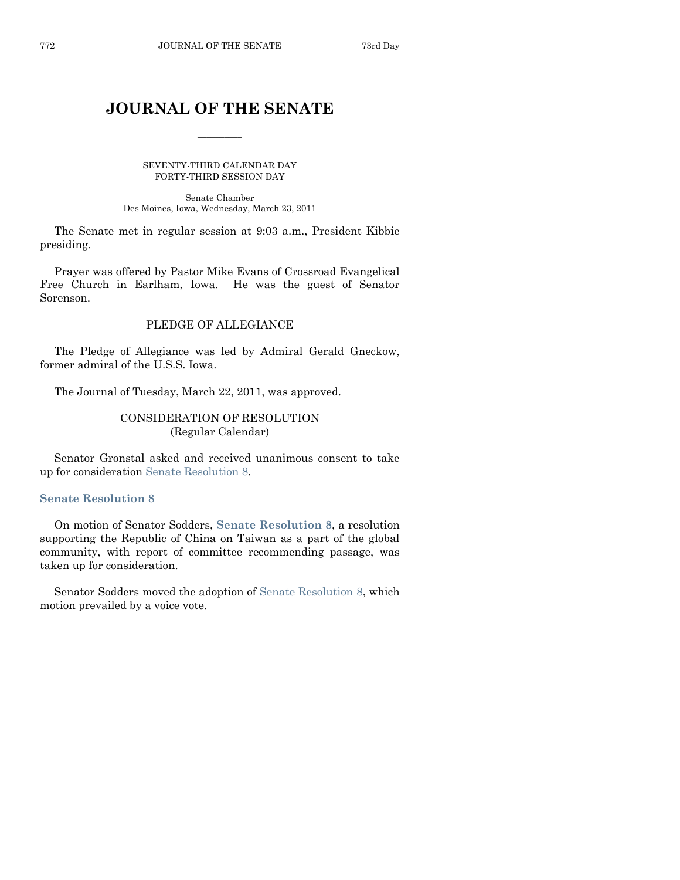# JOURNAL OF THE SENATE

SEVENTY-THIRD CALENDAR DAY
FORTY-THIRD SESSION DAY

Senate Chamber
Des Moines, Iowa, Wednesday, March 23, 2011

The Senate met in regular session at 9:03 a.m., President Kibbie presiding.

Prayer was offered by Pastor Mike Evans of Crossroad Evangelical Free Church in Earlham, Iowa. He was the guest of Senator Sorenson.

## PLEDGE OF ALLEGIANCE

The Pledge of Allegiance was led by Admiral Gerald Gneckow, former admiral of the U.S.S. Iowa.

The Journal of Tuesday, March 22, 2011, was approved.

## CONSIDERATION OF RESOLUTION
(Regular Calendar)

Senator Gronstal asked and received unanimous consent to take up for consideration Senate Resolution 8.

### Senate Resolution 8

On motion of Senator Sodders, **Senate Resolution 8**, a resolution supporting the Republic of China on Taiwan as a part of the global community, with report of committee recommending passage, was taken up for consideration.

Senator Sodders moved the adoption of Senate Resolution 8, which motion prevailed by a voice vote.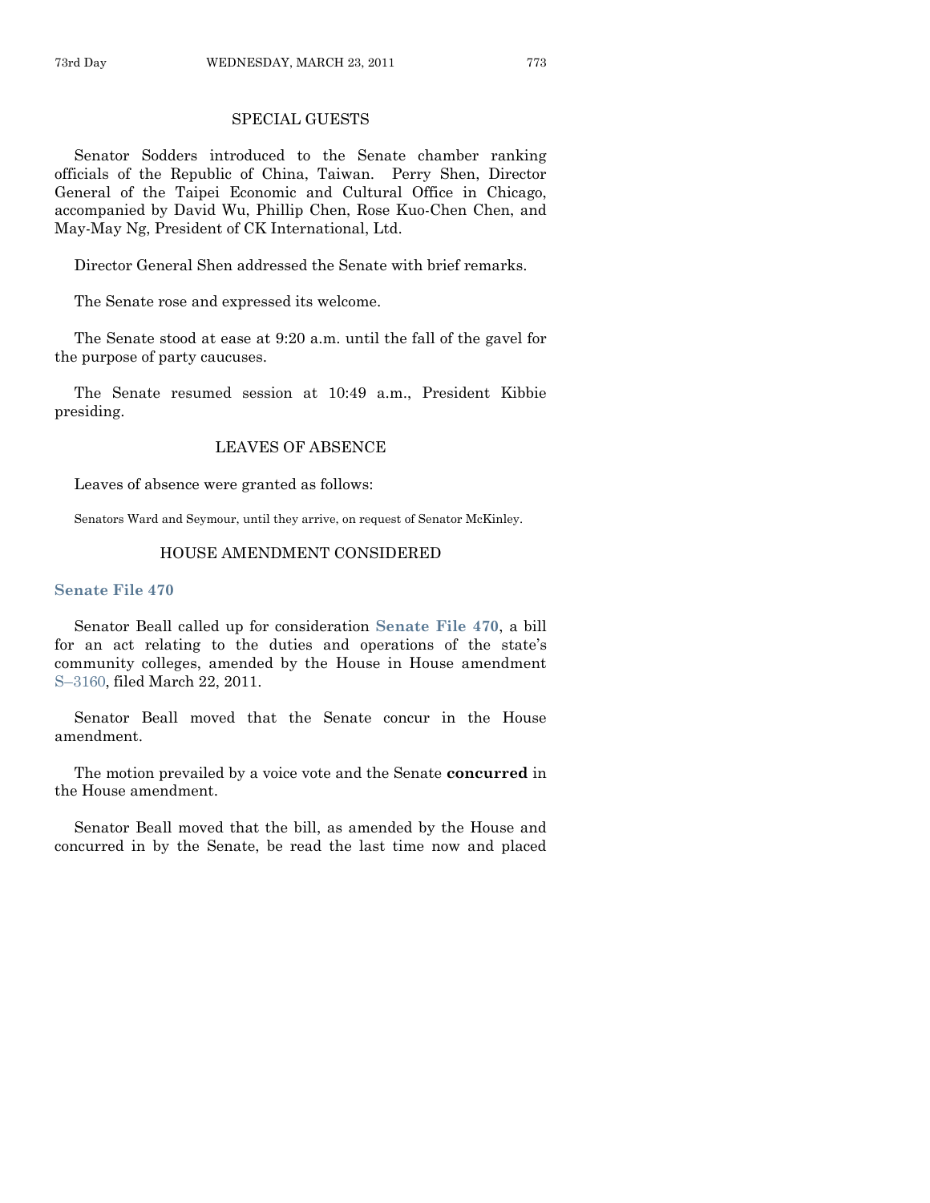## SPECIAL GUESTS

Senator Sodders introduced to the Senate chamber ranking officials of the Republic of China, Taiwan. Perry Shen, Director General of the Taipei Economic and Cultural Office in Chicago, accompanied by David Wu, Phillip Chen, Rose Kuo-Chen Chen, and May-May Ng, President of CK International, Ltd.

Director General Shen addressed the Senate with brief remarks.

The Senate rose and expressed its welcome.

The Senate stood at ease at 9:20 a.m. until the fall of the gavel for the purpose of party caucuses.

The Senate resumed session at 10:49 a.m., President Kibbie presiding.

## LEAVES OF ABSENCE

Leaves of absence were granted as follows:

Senators Ward and Seymour, until they arrive, on request of Senator McKinley.

## HOUSE AMENDMENT CONSIDERED

### Senate File 470

Senator Beall called up for consideration **Senate File 470**, a bill for an act relating to the duties and operations of the state's community colleges, amended by the House in House amendment S–3160, filed March 22, 2011.

Senator Beall moved that the Senate concur in the House amendment.

The motion prevailed by a voice vote and the Senate **concurred** in the House amendment.

Senator Beall moved that the bill, as amended by the House and concurred in by the Senate, be read the last time now and placed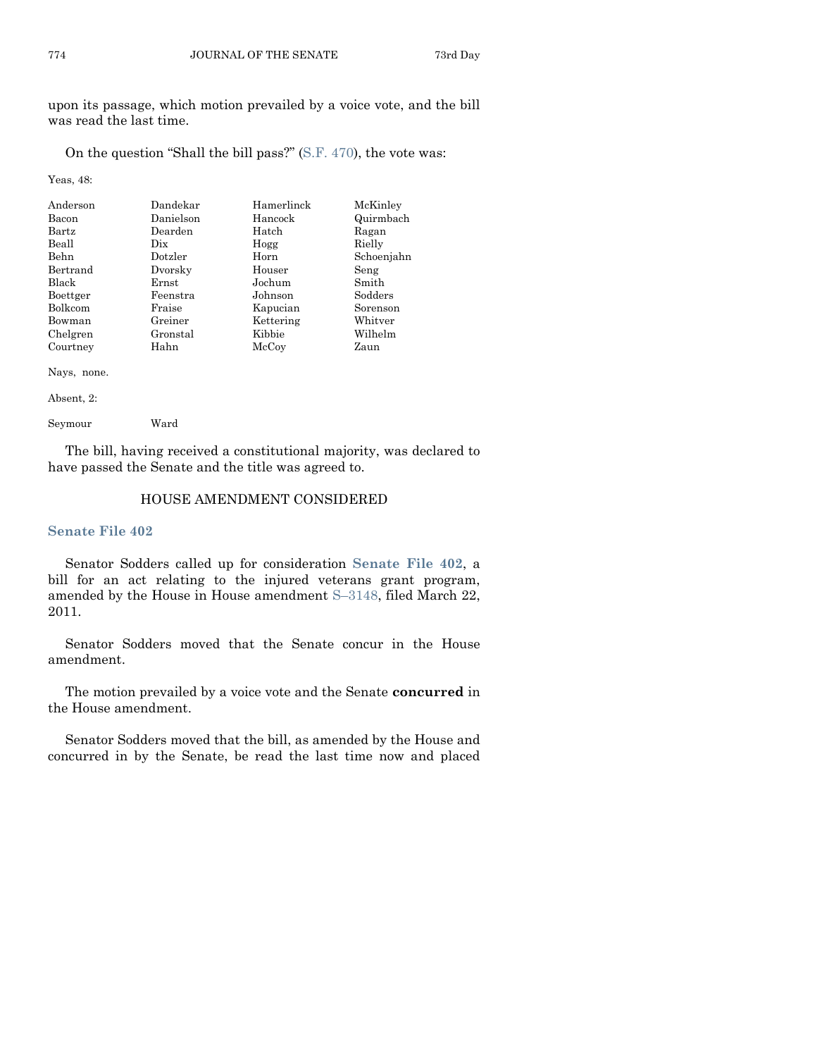upon its passage, which motion prevailed by a voice vote, and the bill was read the last time.

On the question "Shall the bill pass?" (S.F. 470), the vote was:

Yeas, 48:

| | | | |
|---|---|---|---|
| Anderson | Dandekar | Hamerlinck | McKinley |
| Bacon | Danielson | Hancock | Quirmbach |
| Bartz | Dearden | Hatch | Ragan |
| Beall | Dix | Hogg | Rielly |
| Behn | Dotzler | Horn | Schoenjahn |
| Bertrand | Dvorsky | Houser | Seng |
| Black | Ernst | Jochum | Smith |
| Boettger | Feenstra | Johnson | Sodders |
| Bolkcom | Fraise | Kapucian | Sorenson |
| Bowman | Greiner | Kettering | Whitver |
| Chelgren | Gronstal | Kibbie | Wilhelm |
| Courtney | Hahn | McCoy | Zaun |

Nays, none.

Absent, 2:

Seymour Ward

The bill, having received a constitutional majority, was declared to have passed the Senate and the title was agreed to.

## HOUSE AMENDMENT CONSIDERED

### Senate File 402

Senator Sodders called up for consideration **Senate File 402**, a bill for an act relating to the injured veterans grant program, amended by the House in House amendment S–3148, filed March 22, 2011.

Senator Sodders moved that the Senate concur in the House amendment.

The motion prevailed by a voice vote and the Senate **concurred** in the House amendment.

Senator Sodders moved that the bill, as amended by the House and concurred in by the Senate, be read the last time now and placed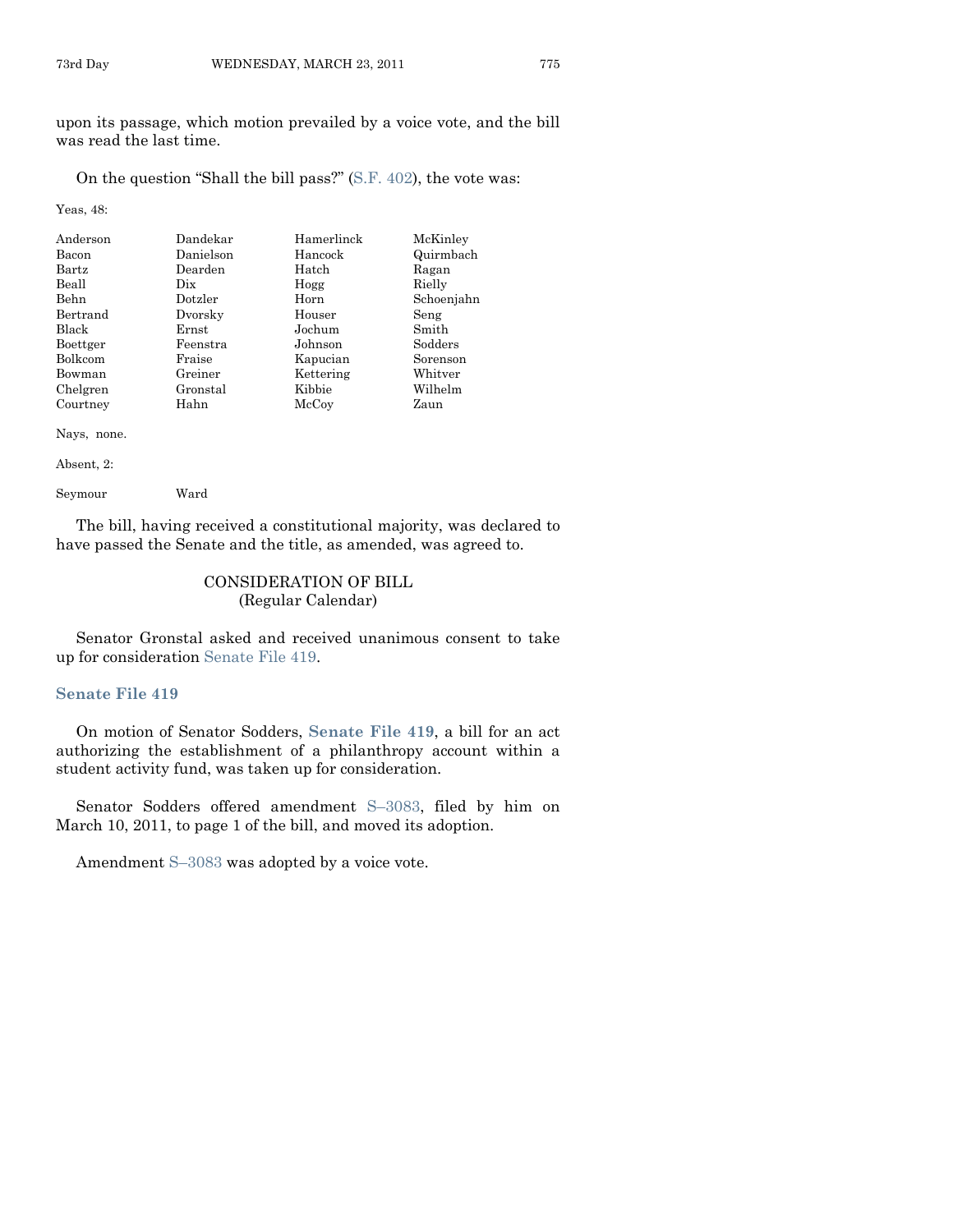upon its passage, which motion prevailed by a voice vote, and the bill was read the last time.

On the question "Shall the bill pass?" (S.F. 402), the vote was:

Yeas, 48:

| | | | |
|---|---|---|---|
| Anderson | Dandekar | Hamerlinck | McKinley |
| Bacon | Danielson | Hancock | Quirmbach |
| Bartz | Dearden | Hatch | Ragan |
| Beall | Dix | Hogg | Rielly |
| Behn | Dotzler | Horn | Schoenjahn |
| Bertrand | Dvorsky | Houser | Seng |
| Black | Ernst | Jochum | Smith |
| Boettger | Feenstra | Johnson | Sodders |
| Bolkcom | Fraise | Kapucian | Sorenson |
| Bowman | Greiner | Kettering | Whitver |
| Chelgren | Gronstal | Kibbie | Wilhelm |
| Courtney | Hahn | McCoy | Zaun |

Nays, none.

Absent, 2:

| | |
|---|---|
| Seymour | Ward |

The bill, having received a constitutional majority, was declared to have passed the Senate and the title, as amended, was agreed to.

## CONSIDERATION OF BILL
(Regular Calendar)

Senator Gronstal asked and received unanimous consent to take up for consideration Senate File 419.

### Senate File 419

On motion of Senator Sodders, **Senate File 419**, a bill for an act authorizing the establishment of a philanthropy account within a student activity fund, was taken up for consideration.

Senator Sodders offered amendment S–3083, filed by him on March 10, 2011, to page 1 of the bill, and moved its adoption.

Amendment S–3083 was adopted by a voice vote.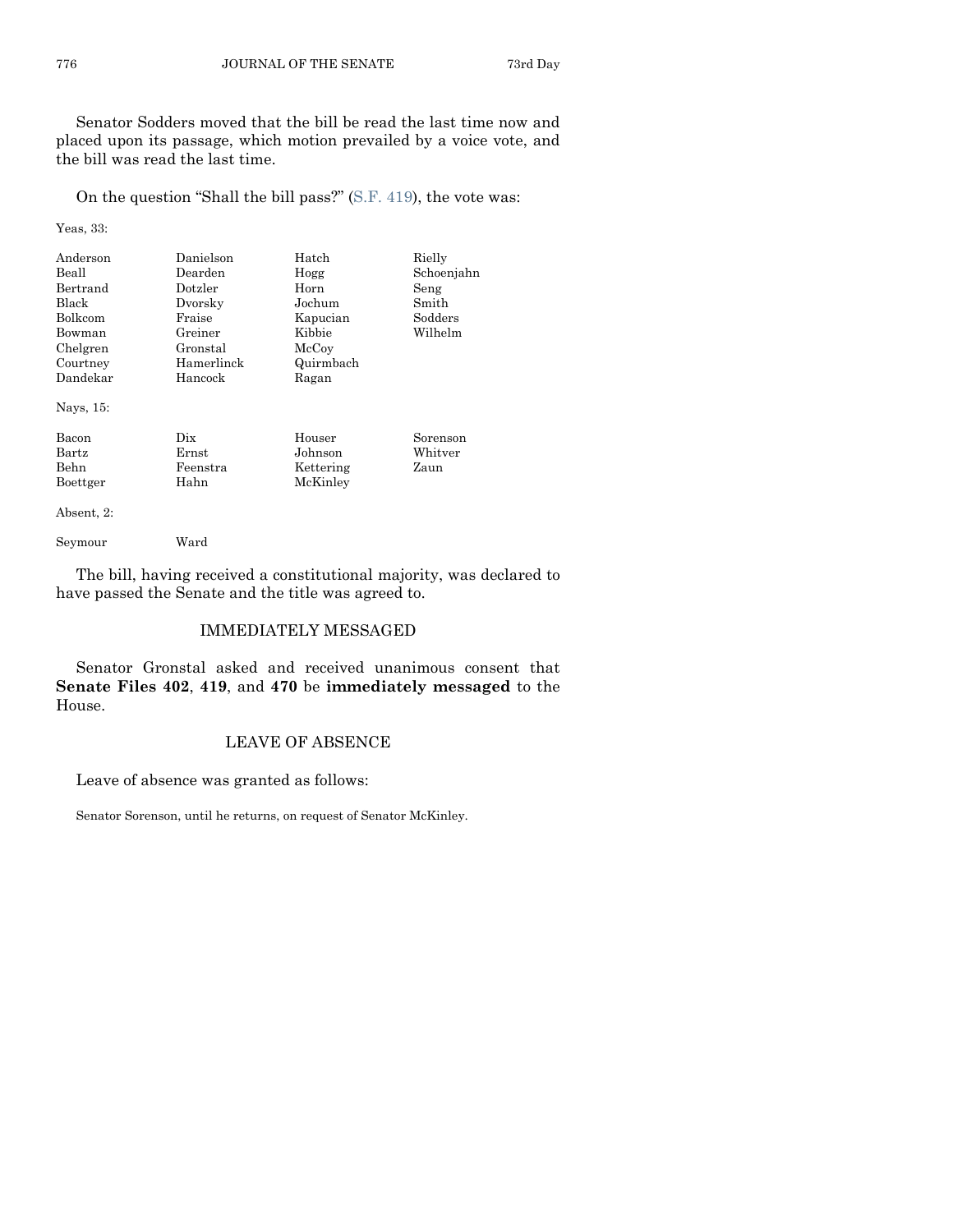Senator Sodders moved that the bill be read the last time now and placed upon its passage, which motion prevailed by a voice vote, and the bill was read the last time.

On the question "Shall the bill pass?" (S.F. 419), the vote was:

Yeas, 33:

| | | | |
|---|---|---|---|
| Anderson | Danielson | Hatch | Rielly |
| Beall | Dearden | Hogg | Schoenjahn |
| Bertrand | Dotzler | Horn | Seng |
| Black | Dvorsky | Jochum | Smith |
| Bolkcom | Fraise | Kapucian | Sodders |
| Bowman | Greiner | Kibbie | Wilhelm |
| Chelgren | Gronstal | McCoy | |
| Courtney | Hamerlinck | Quirmbach | |
| Dandekar | Hancock | Ragan | |

Nays, 15:

| | | | |
|---|---|---|---|
| Bacon | Dix | Houser | Sorenson |
| Bartz | Ernst | Johnson | Whitver |
| Behn | Feenstra | Kettering | Zaun |
| Boettger | Hahn | McKinley | |

Absent, 2:

| | |
|---|---|
| Seymour | Ward |

The bill, having received a constitutional majority, was declared to have passed the Senate and the title was agreed to.

## IMMEDIATELY MESSAGED

Senator Gronstal asked and received unanimous consent that **Senate Files 402**, **419**, and **470** be **immediately messaged** to the House.

## LEAVE OF ABSENCE

Leave of absence was granted as follows:

Senator Sorenson, until he returns, on request of Senator McKinley.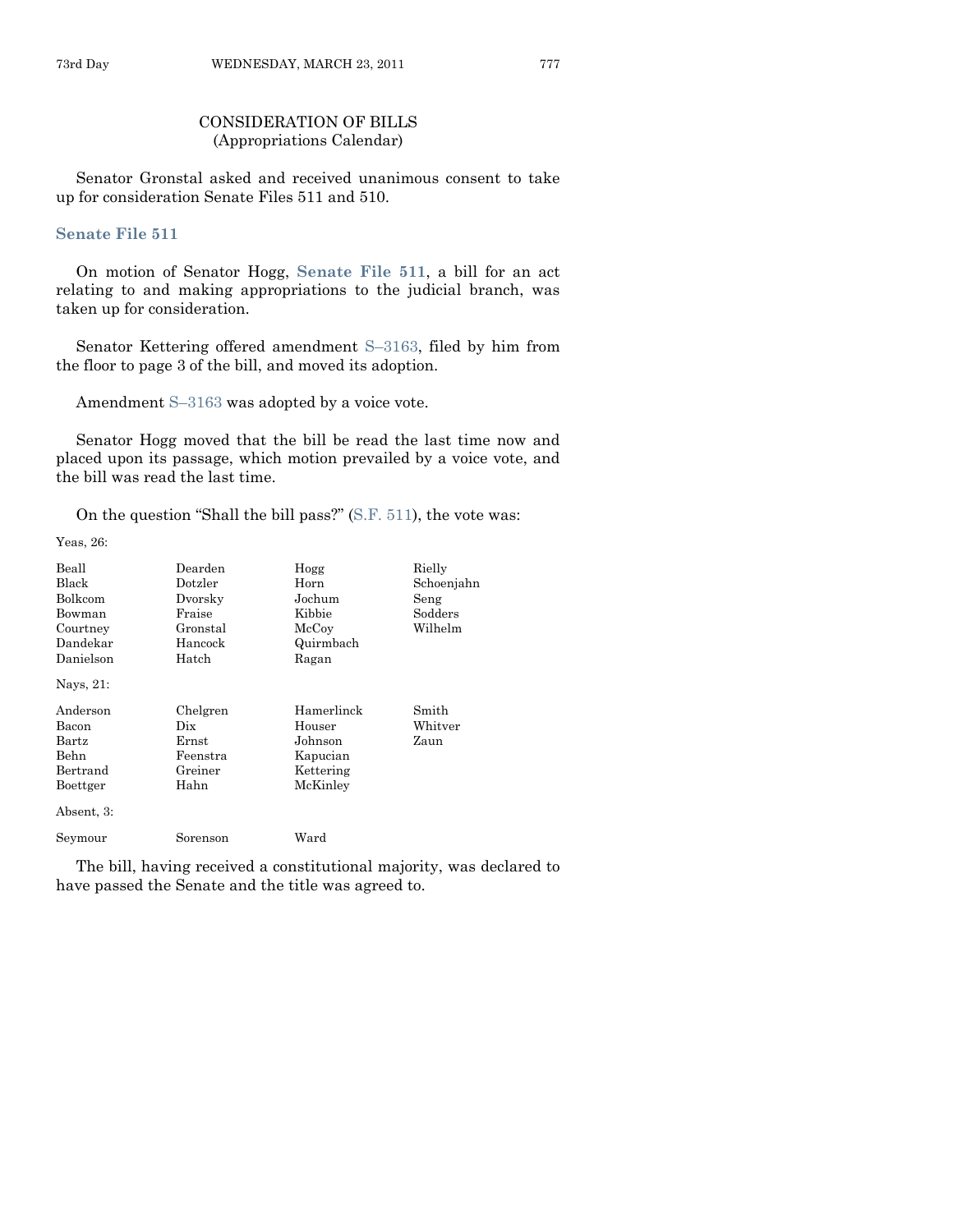## CONSIDERATION OF BILLS
(Appropriations Calendar)

Senator Gronstal asked and received unanimous consent to take up for consideration Senate Files 511 and 510.

### Senate File 511

On motion of Senator Hogg, **Senate File 511**, a bill for an act relating to and making appropriations to the judicial branch, was taken up for consideration.

Senator Kettering offered amendment S–3163, filed by him from the floor to page 3 of the bill, and moved its adoption.

Amendment S–3163 was adopted by a voice vote.

Senator Hogg moved that the bill be read the last time now and placed upon its passage, which motion prevailed by a voice vote, and the bill was read the last time.

On the question "Shall the bill pass?" (S.F. 511), the vote was:

Yeas, 26:

| | | | |
|---|---|---|---|
| Beall | Dearden | Hogg | Rielly |
| Black | Dotzler | Horn | Schoenjahn |
| Bolkcom | Dvorsky | Jochum | Seng |
| Bowman | Fraise | Kibbie | Sodders |
| Courtney | Gronstal | McCoy | Wilhelm |
| Dandekar | Hancock | Quirmbach | |
| Danielson | Hatch | Ragan | |

Nays, 21:

| | | | |
|---|---|---|---|
| Anderson | Chelgren | Hamerlinck | Smith |
| Bacon | Dix | Houser | Whitver |
| Bartz | Ernst | Johnson | Zaun |
| Behn | Feenstra | Kapucian | |
| Bertrand | Greiner | Kettering | |
| Boettger | Hahn | McKinley | |

Absent, 3:

| | | |
|---|---|---|
| Seymour | Sorenson | Ward |

The bill, having received a constitutional majority, was declared to have passed the Senate and the title was agreed to.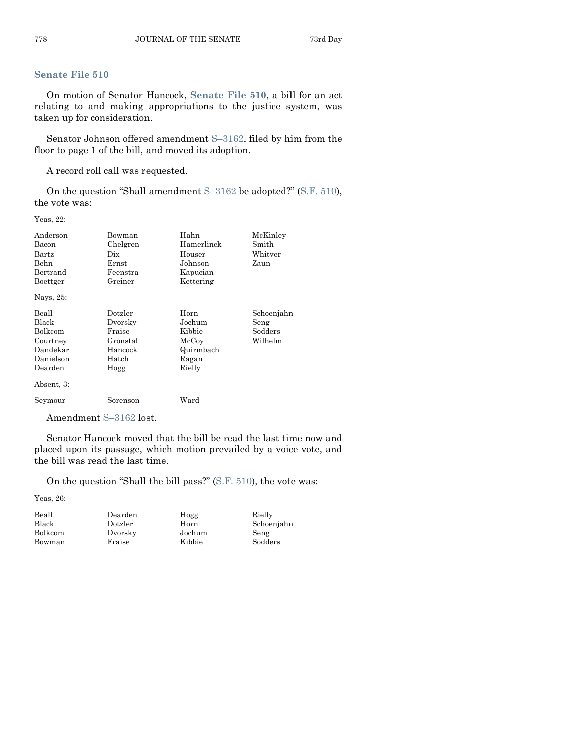## Senate File 510

On motion of Senator Hancock, **Senate File 510**, a bill for an act relating to and making appropriations to the justice system, was taken up for consideration.

Senator Johnson offered amendment S–3162, filed by him from the floor to page 1 of the bill, and moved its adoption.

A record roll call was requested.

On the question "Shall amendment S–3162 be adopted?" (S.F. 510), the vote was:

Yeas, 22:

| | | | |
|---|---|---|---|
| Anderson | Bowman | Hahn | McKinley |
| Bacon | Chelgren | Hamerlinck | Smith |
| Bartz | Dix | Houser | Whitver |
| Behn | Ernst | Johnson | Zaun |
| Bertrand | Feenstra | Kapucian | |
| Boettger | Greiner | Kettering | |

Nays, 25:

| | | | |
|---|---|---|---|
| Beall | Dotzler | Horn | Schoenjahn |
| Black | Dvorsky | Jochum | Seng |
| Bolkcom | Fraise | Kibbie | Sodders |
| Courtney | Gronstal | McCoy | Wilhelm |
| Dandekar | Hancock | Quirmbach | |
| Danielson | Hatch | Ragan | |
| Dearden | Hogg | Rielly | |

Absent, 3:

| | | |
|---|---|---|
| Seymour | Sorenson | Ward |

Amendment S–3162 lost.

Senator Hancock moved that the bill be read the last time now and placed upon its passage, which motion prevailed by a voice vote, and the bill was read the last time.

On the question "Shall the bill pass?" (S.F. 510), the vote was:

Yeas, 26:

| | | | |
|---|---|---|---|
| Beall | Dearden | Hogg | Rielly |
| Black | Dotzler | Horn | Schoenjahn |
| Bolkcom | Dvorsky | Jochum | Seng |
| Bowman | Fraise | Kibbie | Sodders |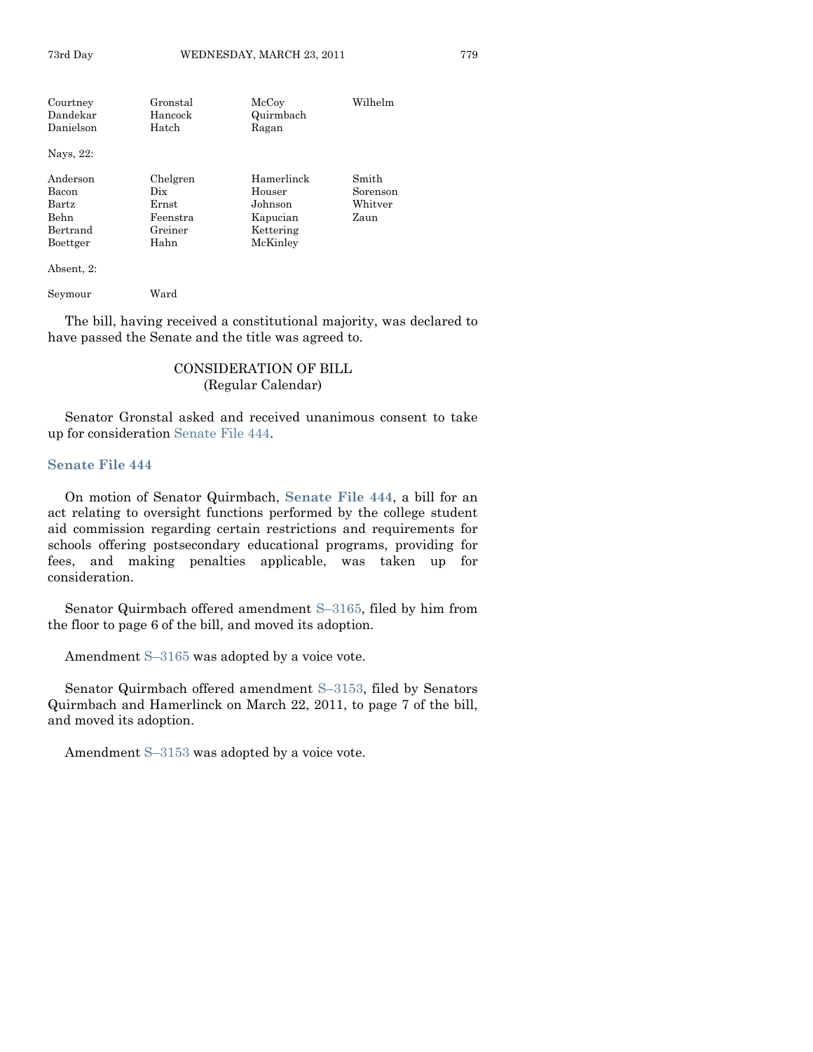| | | | |
|---|---|---|---|
| Courtney | Gronstal | McCoy | Wilhelm |
| Dandekar | Hancock | Quirmbach | |
| Danielson | Hatch | Ragan | |

Nays, 22:

| | | | |
|---|---|---|---|
| Anderson | Chelgren | Hamerlinck | Smith |
| Bacon | Dix | Houser | Sorenson |
| Bartz | Ernst | Johnson | Whitver |
| Behn | Feenstra | Kapucian | Zaun |
| Bertrand | Greiner | Kettering | |
| Boettger | Hahn | McKinley | |

Absent, 2:

| | |
|---|---|
| Seymour | Ward |

The bill, having received a constitutional majority, was declared to have passed the Senate and the title was agreed to.

## CONSIDERATION OF BILL
(Regular Calendar)

Senator Gronstal asked and received unanimous consent to take up for consideration Senate File 444.

### Senate File 444

On motion of Senator Quirmbach, **Senate File 444**, a bill for an act relating to oversight functions performed by the college student aid commission regarding certain restrictions and requirements for schools offering postsecondary educational programs, providing for fees, and making penalties applicable, was taken up for consideration.

Senator Quirmbach offered amendment S–3165, filed by him from the floor to page 6 of the bill, and moved its adoption.

Amendment S–3165 was adopted by a voice vote.

Senator Quirmbach offered amendment S–3153, filed by Senators Quirmbach and Hamerlinck on March 22, 2011, to page 7 of the bill, and moved its adoption.

Amendment S–3153 was adopted by a voice vote.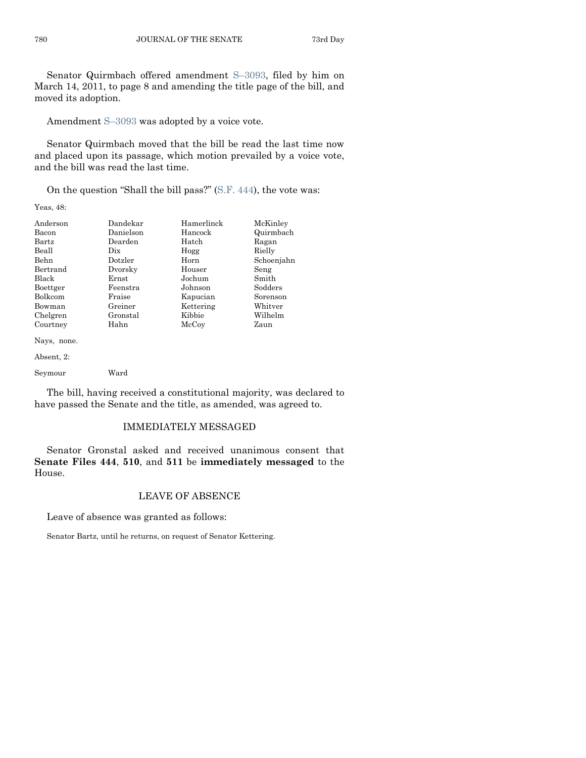Senator Quirmbach offered amendment S–3093, filed by him on March 14, 2011, to page 8 and amending the title page of the bill, and moved its adoption.

Amendment S–3093 was adopted by a voice vote.

Senator Quirmbach moved that the bill be read the last time now and placed upon its passage, which motion prevailed by a voice vote, and the bill was read the last time.

On the question "Shall the bill pass?" (S.F. 444), the vote was:

Yeas, 48:

| | | | |
|---|---|---|---|
| Anderson | Dandekar | Hamerlinck | McKinley |
| Bacon | Danielson | Hancock | Quirmbach |
| Bartz | Dearden | Hatch | Ragan |
| Beall | Dix | Hogg | Rielly |
| Behn | Dotzler | Horn | Schoenjahn |
| Bertrand | Dvorsky | Houser | Seng |
| Black | Ernst | Jochum | Smith |
| Boettger | Feenstra | Johnson | Sodders |
| Bolkcom | Fraise | Kapucian | Sorenson |
| Bowman | Greiner | Kettering | Whitver |
| Chelgren | Gronstal | Kibbie | Wilhelm |
| Courtney | Hahn | McCoy | Zaun |

Nays, none.

Absent, 2:

| | |
|---|---|
| Seymour | Ward |

The bill, having received a constitutional majority, was declared to have passed the Senate and the title, as amended, was agreed to.

## IMMEDIATELY MESSAGED

Senator Gronstal asked and received unanimous consent that **Senate Files 444**, **510**, and **511** be **immediately messaged** to the House.

## LEAVE OF ABSENCE

Leave of absence was granted as follows:

Senator Bartz, until he returns, on request of Senator Kettering.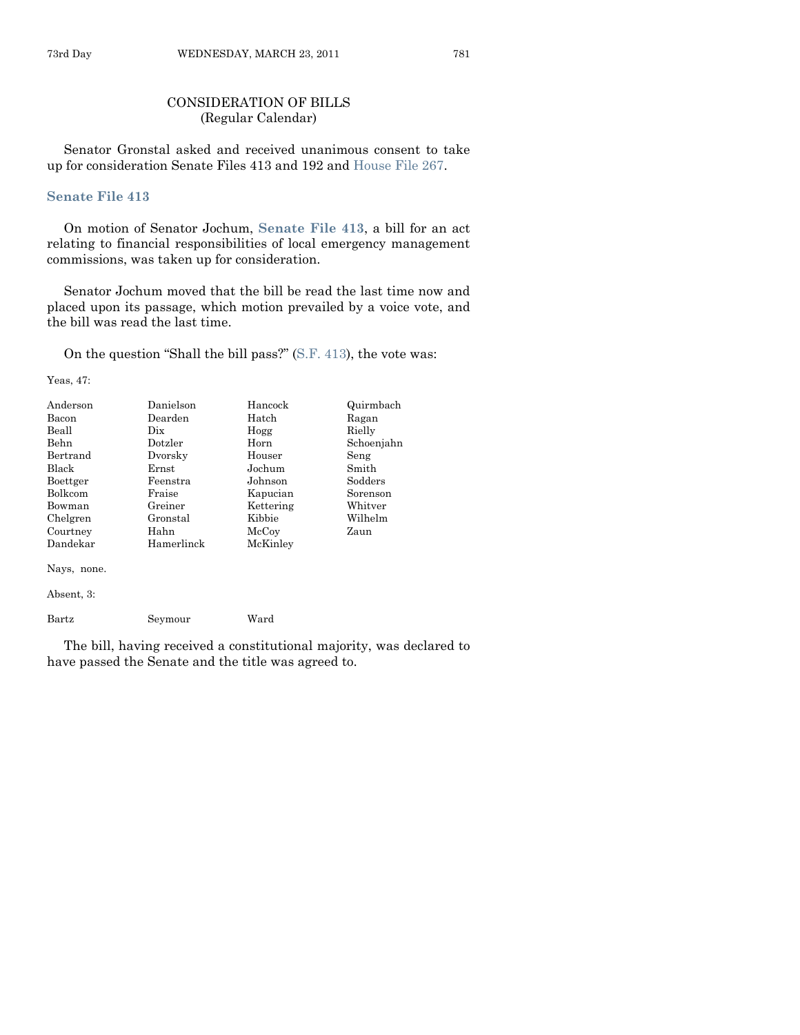## CONSIDERATION OF BILLS
### (Regular Calendar)

Senator Gronstal asked and received unanimous consent to take up for consideration Senate Files 413 and 192 and House File 267.

### Senate File 413

On motion of Senator Jochum, **Senate File 413**, a bill for an act relating to financial responsibilities of local emergency management commissions, was taken up for consideration.

Senator Jochum moved that the bill be read the last time now and placed upon its passage, which motion prevailed by a voice vote, and the bill was read the last time.

On the question "Shall the bill pass?" (S.F. 413), the vote was:

Yeas, 47:

| | | | |
|---|---|---|---|
| Anderson | Danielson | Hancock | Quirmbach |
| Bacon | Dearden | Hatch | Ragan |
| Beall | Dix | Hogg | Rielly |
| Behn | Dotzler | Horn | Schoenjahn |
| Bertrand | Dvorsky | Houser | Seng |
| Black | Ernst | Jochum | Smith |
| Boettger | Feenstra | Johnson | Sodders |
| Bolkcom | Fraise | Kapucian | Sorenson |
| Bowman | Greiner | Kettering | Whitver |
| Chelgren | Gronstal | Kibbie | Wilhelm |
| Courtney | Hahn | McCoy | Zaun |
| Dandekar | Hamerlinck | McKinley | |

Nays, none.

Absent, 3:

| | | |
|---|---|---|
| Bartz | Seymour | Ward |

The bill, having received a constitutional majority, was declared to have passed the Senate and the title was agreed to.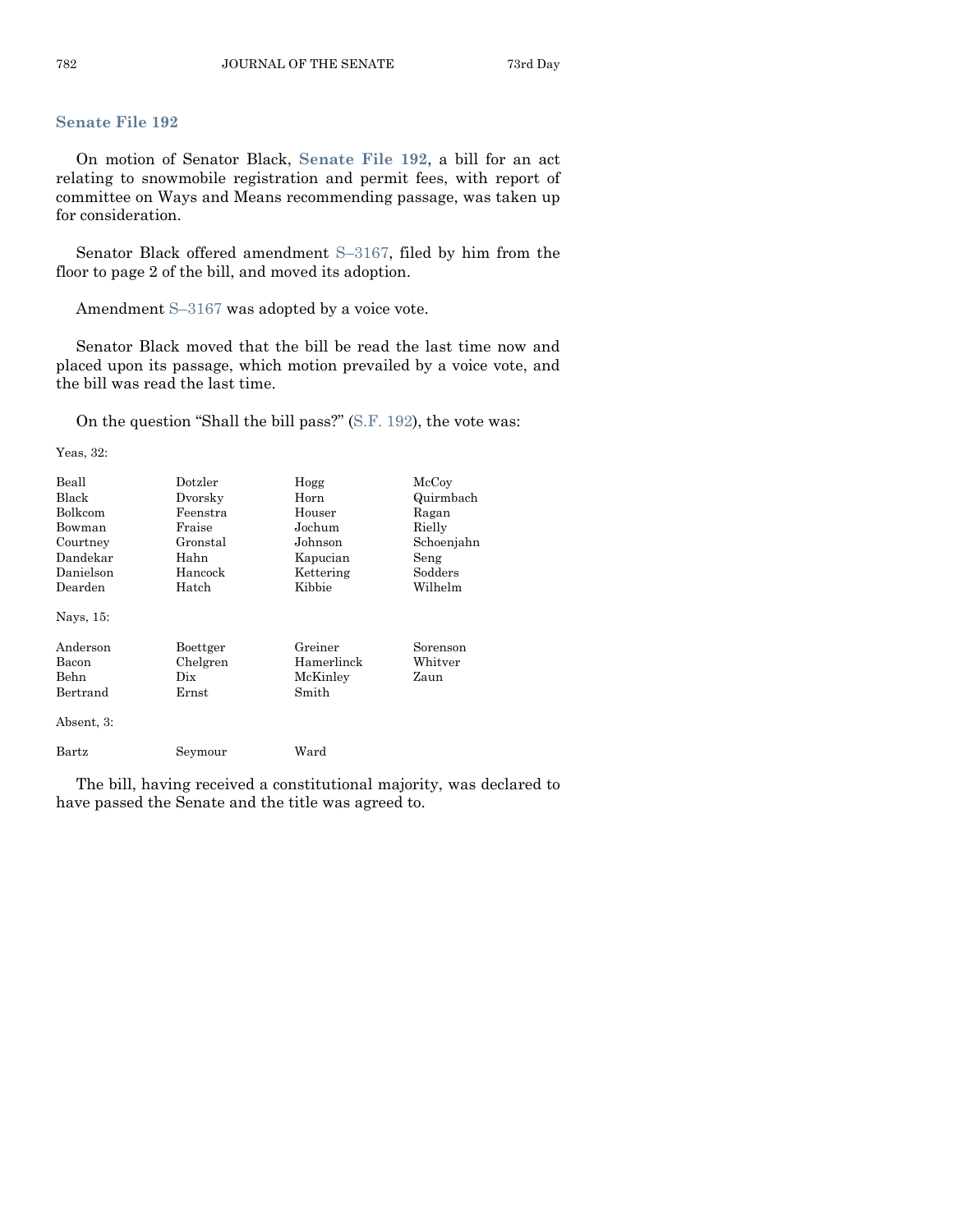## Senate File 192

On motion of Senator Black, **Senate File 192**, a bill for an act relating to snowmobile registration and permit fees, with report of committee on Ways and Means recommending passage, was taken up for consideration.

Senator Black offered amendment S–3167, filed by him from the floor to page 2 of the bill, and moved its adoption.

Amendment S–3167 was adopted by a voice vote.

Senator Black moved that the bill be read the last time now and placed upon its passage, which motion prevailed by a voice vote, and the bill was read the last time.

On the question "Shall the bill pass?" (S.F. 192), the vote was:

Yeas, 32:

| | | | |
|---|---|---|---|
| Beall | Dotzler | Hogg | McCoy |
| Black | Dvorsky | Horn | Quirmbach |
| Bolkcom | Feenstra | Houser | Ragan |
| Bowman | Fraise | Jochum | Rielly |
| Courtney | Gronstal | Johnson | Schoenjahn |
| Dandekar | Hahn | Kapucian | Seng |
| Danielson | Hancock | Kettering | Sodders |
| Dearden | Hatch | Kibbie | Wilhelm |

Nays, 15:

| | | | |
|---|---|---|---|
| Anderson | Boettger | Greiner | Sorenson |
| Bacon | Chelgren | Hamerlinck | Whitver |
| Behn | Dix | McKinley | Zaun |
| Bertrand | Ernst | Smith | |

Absent, 3:

| | | |
|---|---|---|
| Bartz | Seymour | Ward |

The bill, having received a constitutional majority, was declared to have passed the Senate and the title was agreed to.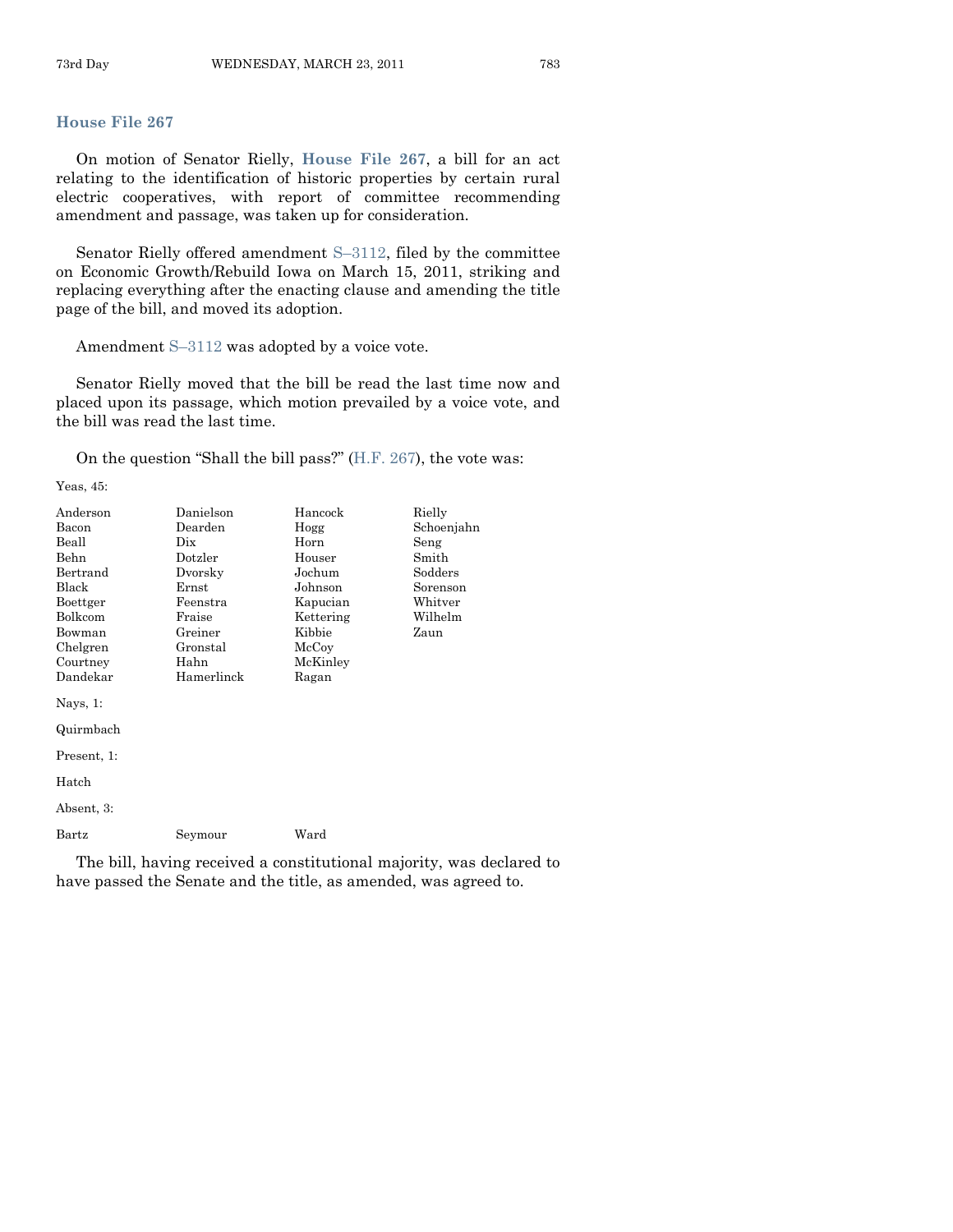## House File 267

On motion of Senator Rielly, **House File 267**, a bill for an act relating to the identification of historic properties by certain rural electric cooperatives, with report of committee recommending amendment and passage, was taken up for consideration.

Senator Rielly offered amendment S–3112, filed by the committee on Economic Growth/Rebuild Iowa on March 15, 2011, striking and replacing everything after the enacting clause and amending the title page of the bill, and moved its adoption.

Amendment S–3112 was adopted by a voice vote.

Senator Rielly moved that the bill be read the last time now and placed upon its passage, which motion prevailed by a voice vote, and the bill was read the last time.

On the question "Shall the bill pass?" (H.F. 267), the vote was:

Yeas, 45:

| | | | |
|---|---|---|---|
| Anderson | Danielson | Hancock | Rielly |
| Bacon | Dearden | Hogg | Schoenjahn |
| Beall | Dix | Horn | Seng |
| Behn | Dotzler | Houser | Smith |
| Bertrand | Dvorsky | Jochum | Sodders |
| Black | Ernst | Johnson | Sorenson |
| Boettger | Feenstra | Kapucian | Whitver |
| Bolkcom | Fraise | Kettering | Wilhelm |
| Bowman | Greiner | Kibbie | Zaun |
| Chelgren | Gronstal | McCoy | |
| Courtney | Hahn | McKinley | |
| Dandekar | Hamerlinck | Ragan | |

Nays, 1:

Quirmbach

Present, 1:

Hatch

Absent, 3:

| | | |
|---|---|---|
| Bartz | Seymour | Ward |

The bill, having received a constitutional majority, was declared to have passed the Senate and the title, as amended, was agreed to.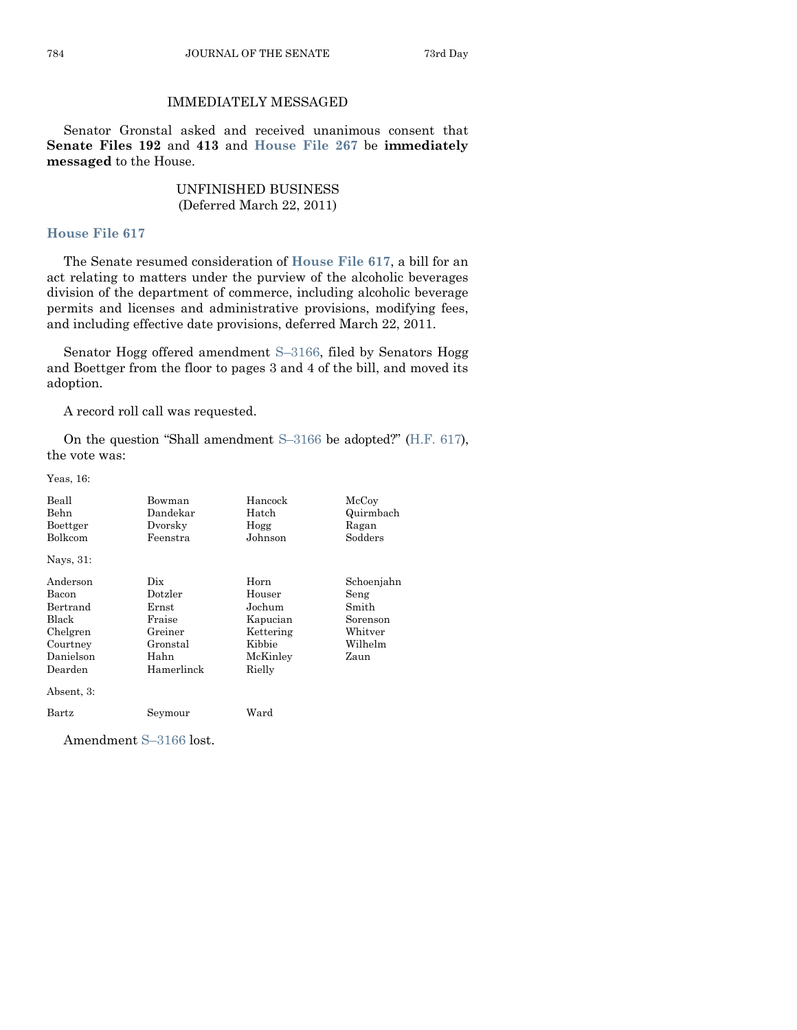## IMMEDIATELY MESSAGED

Senator Gronstal asked and received unanimous consent that **Senate Files 192** and **413** and **House File 267** be **immediately messaged** to the House.

## UNFINISHED BUSINESS
(Deferred March 22, 2011)

### House File 617

The Senate resumed consideration of **House File 617**, a bill for an act relating to matters under the purview of the alcoholic beverages division of the department of commerce, including alcoholic beverage permits and licenses and administrative provisions, modifying fees, and including effective date provisions, deferred March 22, 2011.

Senator Hogg offered amendment S–3166, filed by Senators Hogg and Boettger from the floor to pages 3 and 4 of the bill, and moved its adoption.

A record roll call was requested.

On the question "Shall amendment S–3166 be adopted?" (H.F. 617), the vote was:

Yeas, 16:

| | | | |
|---|---|---|---|
| Beall | Bowman | Hancock | McCoy |
| Behn | Dandekar | Hatch | Quirmbach |
| Boettger | Dvorsky | Hogg | Ragan |
| Bolkcom | Feenstra | Johnson | Sodders |

Nays, 31:

| | | | |
|---|---|---|---|
| Anderson | Dix | Horn | Schoenjahn |
| Bacon | Dotzler | Houser | Seng |
| Bertrand | Ernst | Jochum | Smith |
| Black | Fraise | Kapucian | Sorenson |
| Chelgren | Greiner | Kettering | Whitver |
| Courtney | Gronstal | Kibbie | Wilhelm |
| Danielson | Hahn | McKinley | Zaun |
| Dearden | Hamerlinck | Rielly | |

Absent, 3:

| | | |
|---|---|---|
| Bartz | Seymour | Ward |

Amendment S–3166 lost.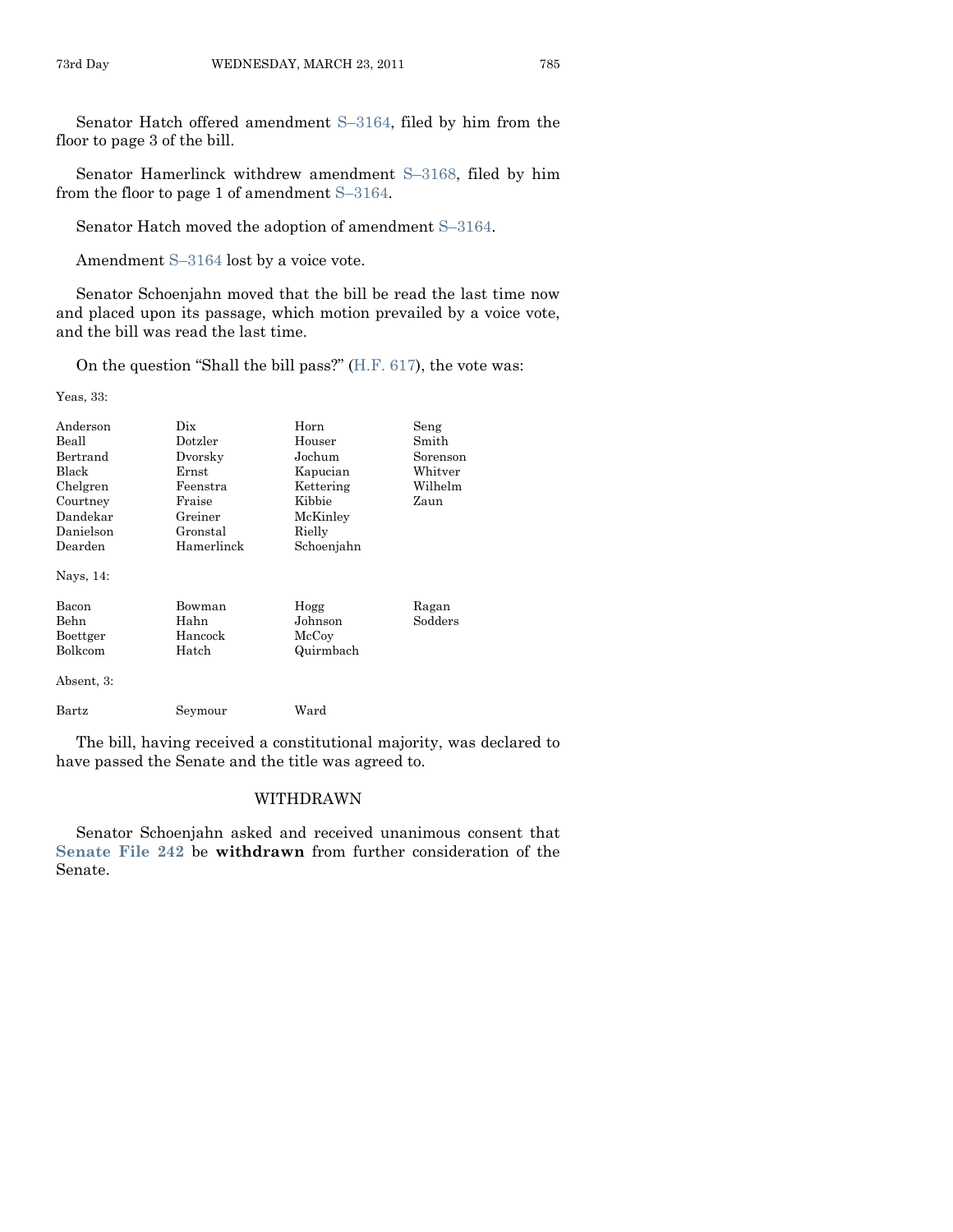Senator Hatch offered amendment S–3164, filed by him from the floor to page 3 of the bill.

Senator Hamerlinck withdrew amendment S–3168, filed by him from the floor to page 1 of amendment S–3164.

Senator Hatch moved the adoption of amendment S–3164.

Amendment S–3164 lost by a voice vote.

Senator Schoenjahn moved that the bill be read the last time now and placed upon its passage, which motion prevailed by a voice vote, and the bill was read the last time.

On the question "Shall the bill pass?" (H.F. 617), the vote was:

Yeas, 33:

| | | | |
|---|---|---|---|
| Anderson | Dix | Horn | Seng |
| Beall | Dotzler | Houser | Smith |
| Bertrand | Dvorsky | Jochum | Sorenson |
| Black | Ernst | Kapucian | Whitver |
| Chelgren | Feenstra | Kettering | Wilhelm |
| Courtney | Fraise | Kibbie | Zaun |
| Dandekar | Greiner | McKinley | |
| Danielson | Gronstal | Rielly | |
| Dearden | Hamerlinck | Schoenjahn | |

Nays, 14:

| | | | |
|---|---|---|---|
| Bacon | Bowman | Hogg | Ragan |
| Behn | Hahn | Johnson | Sodders |
| Boettger | Hancock | McCoy | |
| Bolkcom | Hatch | Quirmbach | |

Absent, 3:

| | | |
|---|---|---|
| Bartz | Seymour | Ward |

The bill, having received a constitutional majority, was declared to have passed the Senate and the title was agreed to.

## WITHDRAWN

Senator Schoenjahn asked and received unanimous consent that **Senate File 242** be **withdrawn** from further consideration of the Senate.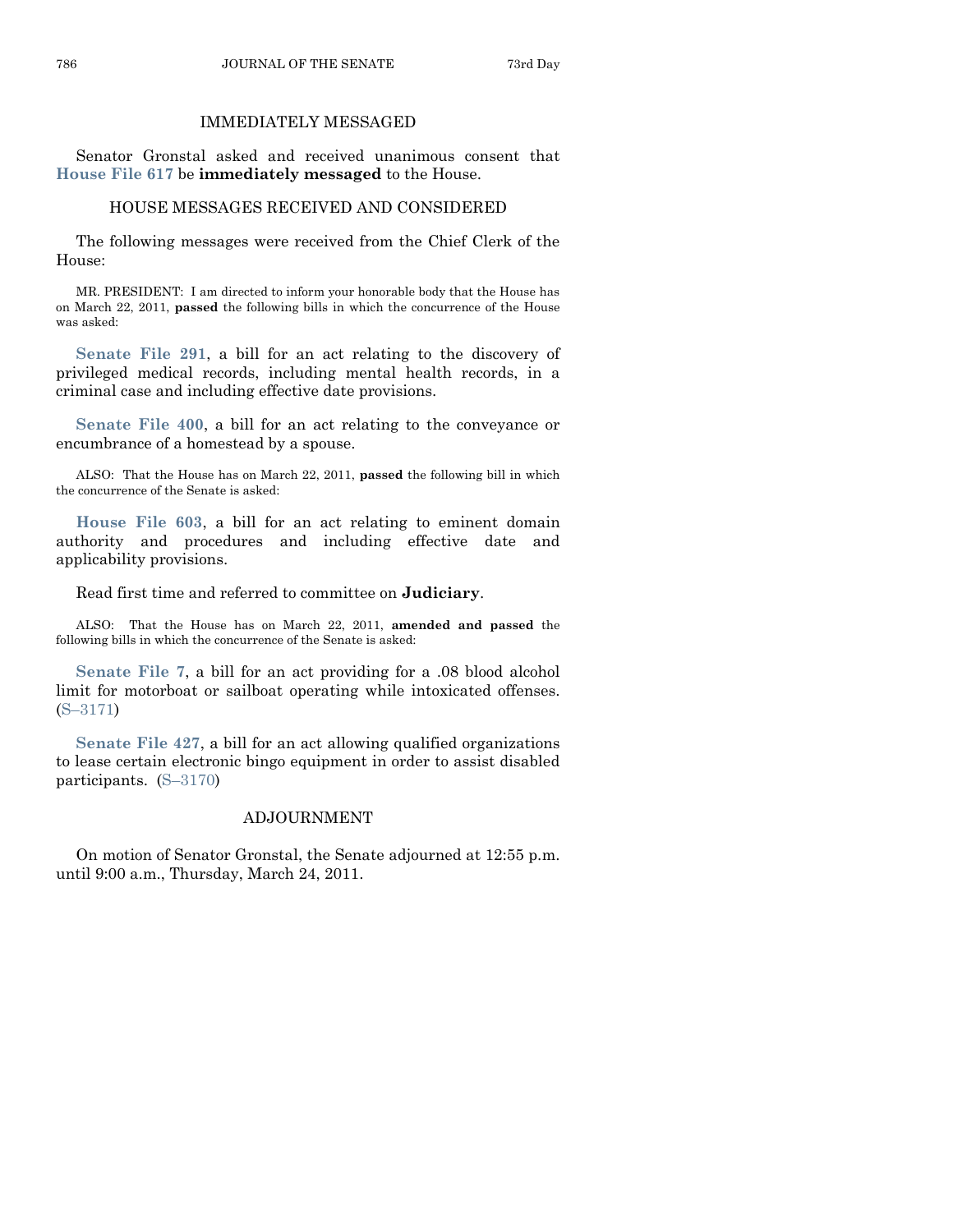## IMMEDIATELY MESSAGED

Senator Gronstal asked and received unanimous consent that **House File 617** be **immediately messaged** to the House.

## HOUSE MESSAGES RECEIVED AND CONSIDERED

The following messages were received from the Chief Clerk of the House:

MR. PRESIDENT: I am directed to inform your honorable body that the House has on March 22, 2011, **passed** the following bills in which the concurrence of the House was asked:

**Senate File 291**, a bill for an act relating to the discovery of privileged medical records, including mental health records, in a criminal case and including effective date provisions.

**Senate File 400**, a bill for an act relating to the conveyance or encumbrance of a homestead by a spouse.

ALSO: That the House has on March 22, 2011, **passed** the following bill in which the concurrence of the Senate is asked:

**House File 603**, a bill for an act relating to eminent domain authority and procedures and including effective date and applicability provisions.

Read first time and referred to committee on **Judiciary**.

ALSO: That the House has on March 22, 2011, **amended and passed** the following bills in which the concurrence of the Senate is asked:

**Senate File 7**, a bill for an act providing for a .08 blood alcohol limit for motorboat or sailboat operating while intoxicated offenses. (S–3171)

**Senate File 427**, a bill for an act allowing qualified organizations to lease certain electronic bingo equipment in order to assist disabled participants. (S–3170)

## ADJOURNMENT

On motion of Senator Gronstal, the Senate adjourned at 12:55 p.m. until 9:00 a.m., Thursday, March 24, 2011.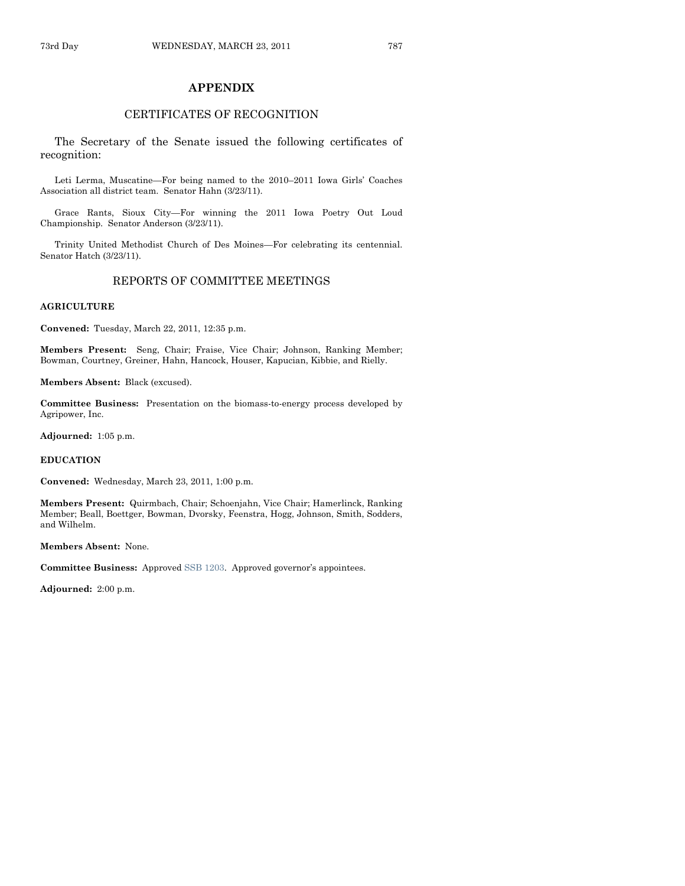## APPENDIX

### CERTIFICATES OF RECOGNITION

The Secretary of the Senate issued the following certificates of recognition:

Leti Lerma, Muscatine—For being named to the 2010–2011 Iowa Girls' Coaches Association all district team. Senator Hahn (3/23/11).

Grace Rants, Sioux City—For winning the 2011 Iowa Poetry Out Loud Championship. Senator Anderson (3/23/11).

Trinity United Methodist Church of Des Moines—For celebrating its centennial. Senator Hatch (3/23/11).

### REPORTS OF COMMITTEE MEETINGS

**AGRICULTURE**

**Convened:** Tuesday, March 22, 2011, 12:35 p.m.

**Members Present:** Seng, Chair; Fraise, Vice Chair; Johnson, Ranking Member; Bowman, Courtney, Greiner, Hahn, Hancock, Houser, Kapucian, Kibbie, and Rielly.

**Members Absent:** Black (excused).

**Committee Business:** Presentation on the biomass-to-energy process developed by Agripower, Inc.

**Adjourned:** 1:05 p.m.

**EDUCATION**

**Convened:** Wednesday, March 23, 2011, 1:00 p.m.

**Members Present:** Quirmbach, Chair; Schoenjahn, Vice Chair; Hamerlinck, Ranking Member; Beall, Boettger, Bowman, Dvorsky, Feenstra, Hogg, Johnson, Smith, Sodders, and Wilhelm.

**Members Absent:** None.

**Committee Business:** Approved SSB 1203. Approved governor's appointees.

**Adjourned:** 2:00 p.m.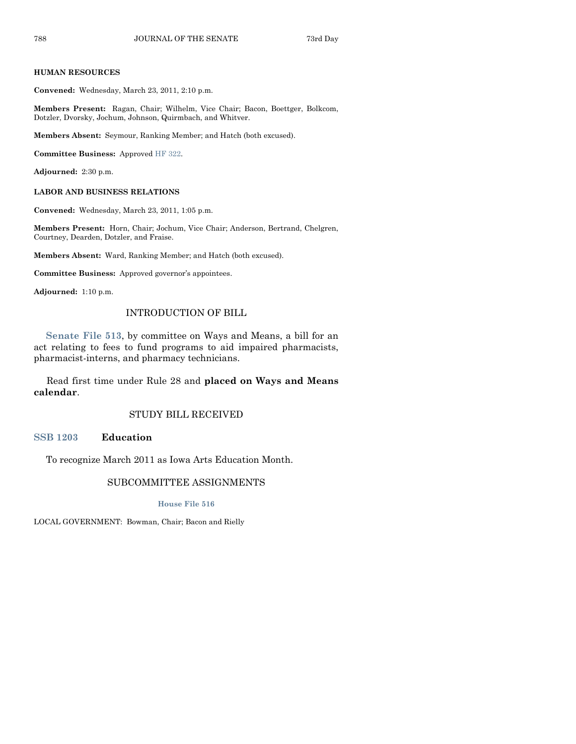**HUMAN RESOURCES**

**Convened:** Wednesday, March 23, 2011, 2:10 p.m.

**Members Present:** Ragan, Chair; Wilhelm, Vice Chair; Bacon, Boettger, Bolkcom, Dotzler, Dvorsky, Jochum, Johnson, Quirmbach, and Whitver.

**Members Absent:** Seymour, Ranking Member; and Hatch (both excused).

**Committee Business:** Approved HF 322.

**Adjourned:** 2:30 p.m.

**LABOR AND BUSINESS RELATIONS**

**Convened:** Wednesday, March 23, 2011, 1:05 p.m.

**Members Present:** Horn, Chair; Jochum, Vice Chair; Anderson, Bertrand, Chelgren, Courtney, Dearden, Dotzler, and Fraise.

**Members Absent:** Ward, Ranking Member; and Hatch (both excused).

**Committee Business:** Approved governor's appointees.

**Adjourned:** 1:10 p.m.

## INTRODUCTION OF BILL

**Senate File 513**, by committee on Ways and Means, a bill for an act relating to fees to fund programs to aid impaired pharmacists, pharmacist-interns, and pharmacy technicians.

Read first time under Rule 28 and **placed on Ways and Means calendar**.

## STUDY BILL RECEIVED

**SSB 1203** **Education**

To recognize March 2011 as Iowa Arts Education Month.

## SUBCOMMITTEE ASSIGNMENTS

**House File 516**

LOCAL GOVERNMENT: Bowman, Chair; Bacon and Rielly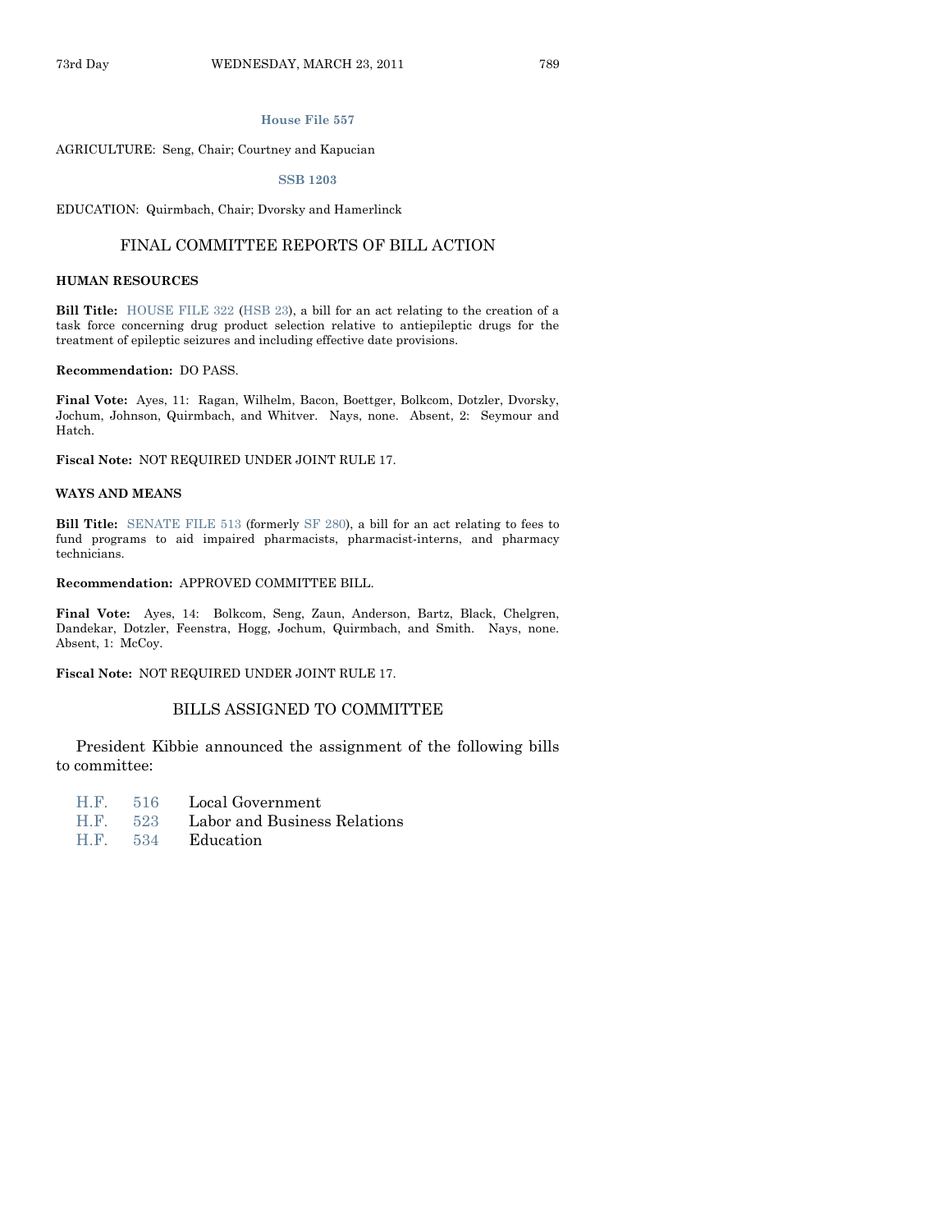**House File 557**

AGRICULTURE: Seng, Chair; Courtney and Kapucian

**SSB 1203**

EDUCATION: Quirmbach, Chair; Dvorsky and Hamerlinck

## FINAL COMMITTEE REPORTS OF BILL ACTION

**HUMAN RESOURCES**

**Bill Title:** HOUSE FILE 322 (HSB 23), a bill for an act relating to the creation of a task force concerning drug product selection relative to antiepileptic drugs for the treatment of epileptic seizures and including effective date provisions.

**Recommendation:** DO PASS.

**Final Vote:** Ayes, 11: Ragan, Wilhelm, Bacon, Boettger, Bolkcom, Dotzler, Dvorsky, Jochum, Johnson, Quirmbach, and Whitver. Nays, none. Absent, 2: Seymour and Hatch.

**Fiscal Note:** NOT REQUIRED UNDER JOINT RULE 17.

**WAYS AND MEANS**

**Bill Title:** SENATE FILE 513 (formerly SF 280), a bill for an act relating to fees to fund programs to aid impaired pharmacists, pharmacist-interns, and pharmacy technicians.

**Recommendation:** APPROVED COMMITTEE BILL.

**Final Vote:** Ayes, 14: Bolkcom, Seng, Zaun, Anderson, Bartz, Black, Chelgren, Dandekar, Dotzler, Feenstra, Hogg, Jochum, Quirmbach, and Smith. Nays, none. Absent, 1: McCoy.

**Fiscal Note:** NOT REQUIRED UNDER JOINT RULE 17.

## BILLS ASSIGNED TO COMMITTEE

President Kibbie announced the assignment of the following bills to committee:

| | | |
|---|---|---|
| H.F. | 516 | Local Government |
| H.F. | 523 | Labor and Business Relations |
| H.F. | 534 | Education |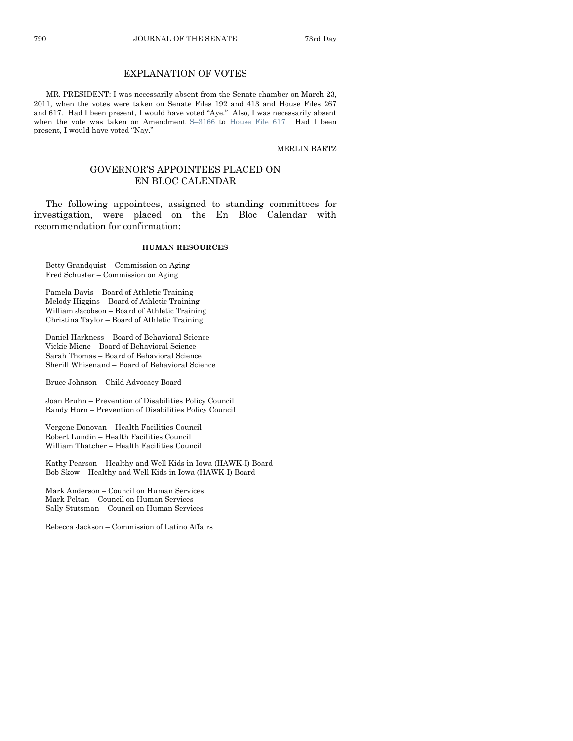## EXPLANATION OF VOTES

MR. PRESIDENT: I was necessarily absent from the Senate chamber on March 23, 2011, when the votes were taken on Senate Files 192 and 413 and House Files 267 and 617. Had I been present, I would have voted "Aye." Also, I was necessarily absent when the vote was taken on Amendment S–3166 to House File 617. Had I been present, I would have voted "Nay."

MERLIN BARTZ

## GOVERNOR'S APPOINTEES PLACED ON EN BLOC CALENDAR

The following appointees, assigned to standing committees for investigation, were placed on the En Bloc Calendar with recommendation for confirmation:

**HUMAN RESOURCES**

Betty Grandquist – Commission on Aging
Fred Schuster – Commission on Aging

Pamela Davis – Board of Athletic Training
Melody Higgins – Board of Athletic Training
William Jacobson – Board of Athletic Training
Christina Taylor – Board of Athletic Training

Daniel Harkness – Board of Behavioral Science
Vickie Miene – Board of Behavioral Science
Sarah Thomas – Board of Behavioral Science
Sherill Whisenand – Board of Behavioral Science

Bruce Johnson – Child Advocacy Board

Joan Bruhn – Prevention of Disabilities Policy Council
Randy Horn – Prevention of Disabilities Policy Council

Vergene Donovan – Health Facilities Council
Robert Lundin – Health Facilities Council
William Thatcher – Health Facilities Council

Kathy Pearson – Healthy and Well Kids in Iowa (HAWK-I) Board
Bob Skow – Healthy and Well Kids in Iowa (HAWK-I) Board

Mark Anderson – Council on Human Services
Mark Peltan – Council on Human Services
Sally Stutsman – Council on Human Services

Rebecca Jackson – Commission of Latino Affairs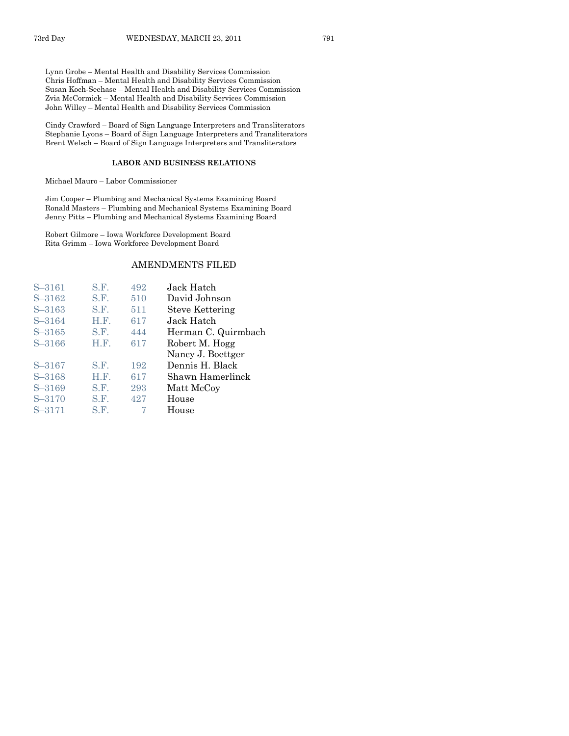Lynn Grobe – Mental Health and Disability Services Commission
Chris Hoffman – Mental Health and Disability Services Commission
Susan Koch-Seehase – Mental Health and Disability Services Commission
Zvia McCormick – Mental Health and Disability Services Commission
John Willey – Mental Health and Disability Services Commission

Cindy Crawford – Board of Sign Language Interpreters and Transliterators
Stephanie Lyons – Board of Sign Language Interpreters and Transliterators
Brent Welsch – Board of Sign Language Interpreters and Transliterators

**LABOR AND BUSINESS RELATIONS**

Michael Mauro – Labor Commissioner

Jim Cooper – Plumbing and Mechanical Systems Examining Board
Ronald Masters – Plumbing and Mechanical Systems Examining Board
Jenny Pitts – Plumbing and Mechanical Systems Examining Board

Robert Gilmore – Iowa Workforce Development Board
Rita Grimm – Iowa Workforce Development Board

## AMENDMENTS FILED

| | | | |
|---|---|---|---|
| S–3161 | S.F. | 492 | Jack Hatch |
| S–3162 | S.F. | 510 | David Johnson |
| S–3163 | S.F. | 511 | Steve Kettering |
| S–3164 | H.F. | 617 | Jack Hatch |
| S–3165 | S.F. | 444 | Herman C. Quirmbach |
| S–3166 | H.F. | 617 | Robert M. Hogg<br>Nancy J. Boettger |
| S–3167 | S.F. | 192 | Dennis H. Black |
| S–3168 | H.F. | 617 | Shawn Hamerlinck |
| S–3169 | S.F. | 293 | Matt McCoy |
| S–3170 | S.F. | 427 | House |
| S–3171 | S.F. | 7 | House |